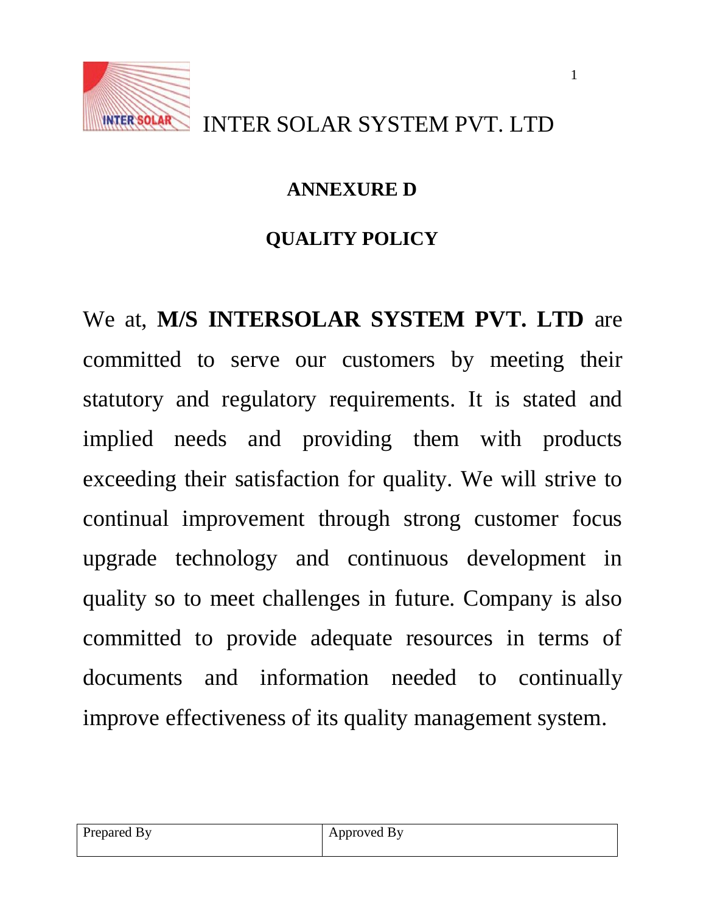INTER SOLAR SYSTEM PVT. LTD

## ANNEXURE D

## QUALITY POLICY

We at, **M/S INTERSOLAR SYSTEM PVT. LTD** are committed to serve our customers by meeting their statutory and regulatory requirements. It is stated and implied needs and providing them with products exceeding their satisfaction for quality. We will strive to continual improvement through strong customer focus upgrade technology and continuous development in quality so to meet challenges in future. Company is also committed to provide adequate resources in terms of documents and information needed to continually improve effectiveness of its quality management system.

| Prepared By | Approved By |
| --- | --- |
| | |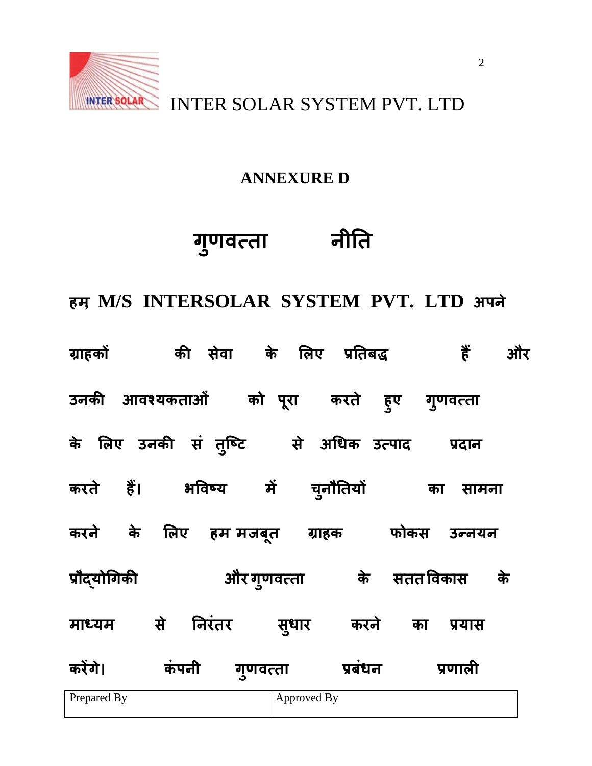INTER SOLAR SYSTEM PVT. LTD

## ANNEXURE D

# गुणवत्ता नीति

**हम M/S INTERSOLAR SYSTEM PVT. LTD अपने ग्राहकों की सेवा के लिए प्रतिबद्ध हैं और उनकी आवश्यकताओं को पूरा करते हुए गुणवत्ता के लिए उनकी सं तुष्टि से अधिक उत्पाद प्रदान करते हैं। भविष्य में चुनौतियों का सामना करने के लिए हम मजबूत ग्राहक फोकस उन्नयन प्रौद्योगिकी और गुणवत्ता के सतत विकास के माध्यम से निरंतर सुधार करने का प्रयास करेंगे। कंपनी गुणवत्ता प्रबंधन प्रणाली**

| Prepared By | Approved By |
|---|---|
| | |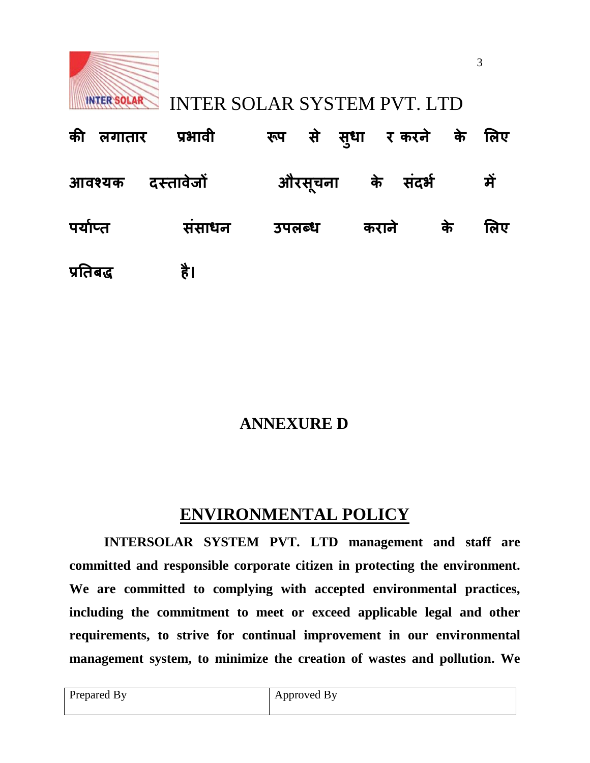**की लगातार प्रभावी रूप से सुधा र करने के लिए आवश्यक दस्तावेजों औरसूचना के संदर्भ में पर्याप्त संसाधन उपलब्ध कराने के लिए प्रतिबद्ध है।**

## ANNEXURE D

## ENVIRONMENTAL POLICY

**INTERSOLAR SYSTEM PVT. LTD management and staff are committed and responsible corporate citizen in protecting the environment. We are committed to complying with accepted environmental practices, including the commitment to meet or exceed applicable legal and other requirements, to strive for continual improvement in our environmental management system, to minimize the creation of wastes and pollution. We**

| Prepared By | Approved By |
| --- | --- |
| | |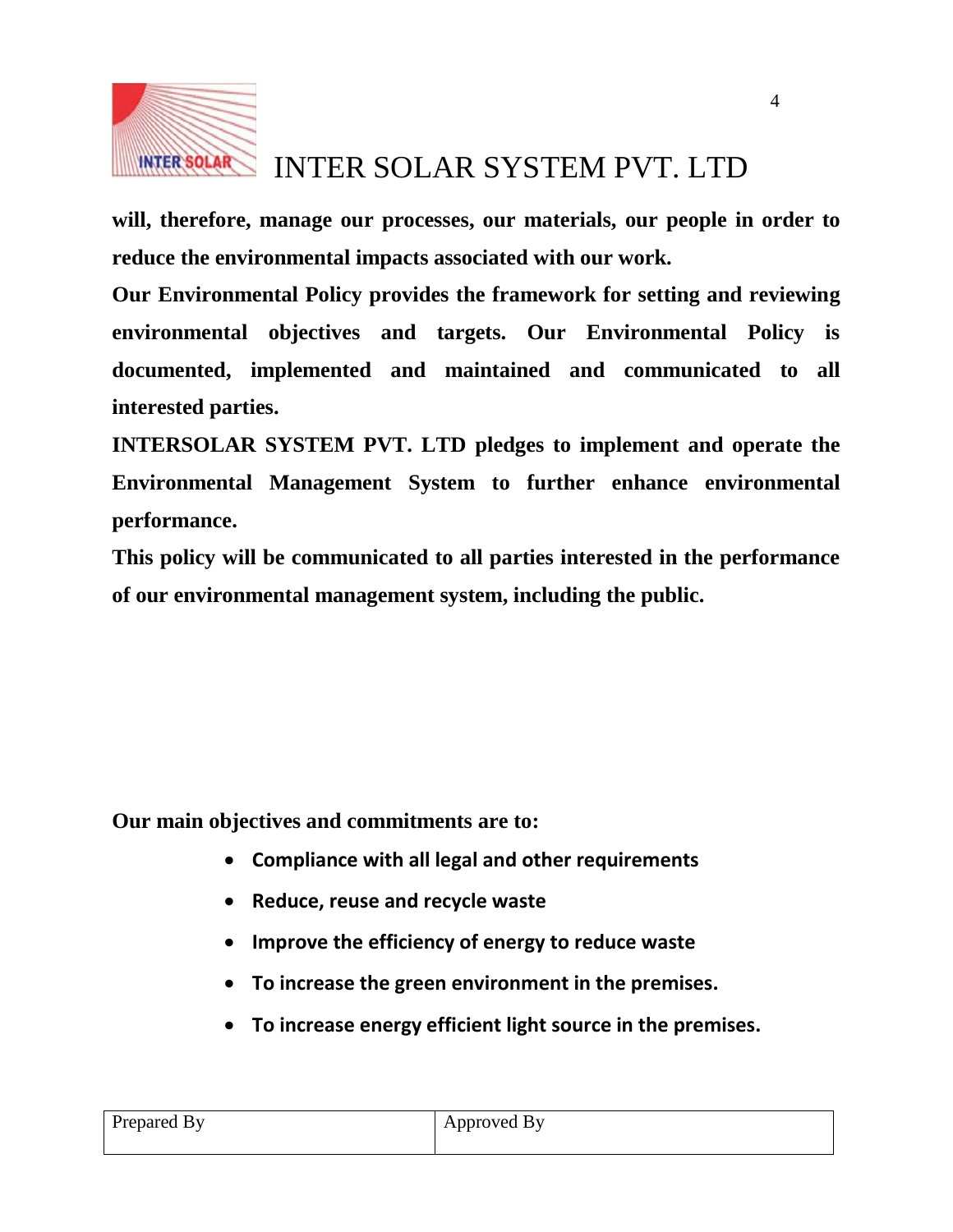**will, therefore, manage our processes, our materials, our people in order to reduce the environmental impacts associated with our work.**

**Our Environmental Policy provides the framework for setting and reviewing environmental objectives and targets. Our Environmental Policy is documented, implemented and maintained and communicated to all interested parties.**

**INTERSOLAR SYSTEM PVT. LTD pledges to implement and operate the Environmental Management System to further enhance environmental performance.**

**This policy will be communicated to all parties interested in the performance of our environmental management system, including the public.**

**Our main objectives and commitments are to:**

- **Compliance with all legal and other requirements**
- **Reduce, reuse and recycle waste**
- **Improve the efficiency of energy to reduce waste**
- **To increase the green environment in the premises.**
- **To increase energy efficient light source in the premises.**

| Prepared By | Approved By |
| --- | --- |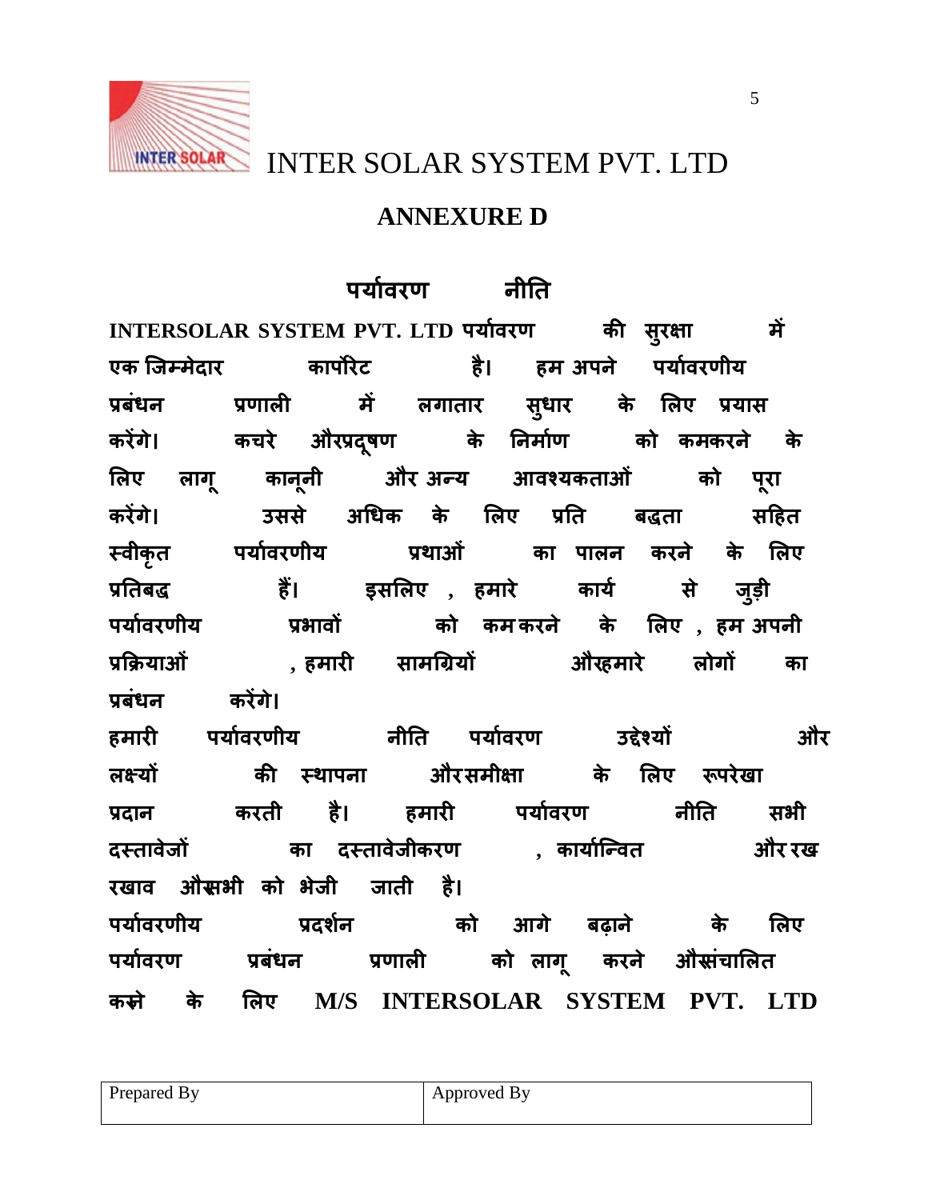INTER SOLAR SYSTEM PVT. LTD

## ANNEXURE D

### पर्यावरण नीति

**INTERSOLAR SYSTEM PVT. LTD पर्यावरण की सुरक्षा में एक जिम्मेदार कार्पोरेट है। हम अपने पर्यावरणीय प्रबंधन प्रणाली में लगातार सुधार के लिए प्रयास करेंगे। कचरे औरप्रदूषण के निर्माण को कमकरने के लिए लागू कानूनी और अन्य आवश्यकताओं को पूरा करेंगे। उससे अधिक के लिए प्रति बद्धता सहित स्वीकृत पर्यावरणीय प्रथाओं का पालन करने के लिए प्रतिबद्ध हैं। इसलिए , हमारे कार्य से जुड़ी पर्यावरणीय प्रभावों को कमकरने के लिए , हम अपनी प्रक्रियाओं , हमारी सामग्रियों औरहमारे लोगों का प्रबंधन करेंगे।**

**हमारी पर्यावरणीय नीति पर्यावरण उद्देश्यों और लक्ष्यों की स्थापना औरसमीक्षा के लिए रूपरेखा प्रदान करती है। हमारी पर्यावरण नीति सभी दस्तावेजों का दस्तावेजीकरण , कार्यान्वित और रख रखाव औरसभी को भेजी जाती है।**

**पर्यावरणीय प्रदर्शन को आगे बढ़ाने के लिए पर्यावरण प्रबंधन प्रणाली को लागू करने औरसंचालित करने के लिए M/S INTERSOLAR SYSTEM PVT. LTD**

| Prepared By | Approved By |
|---|---|
| | |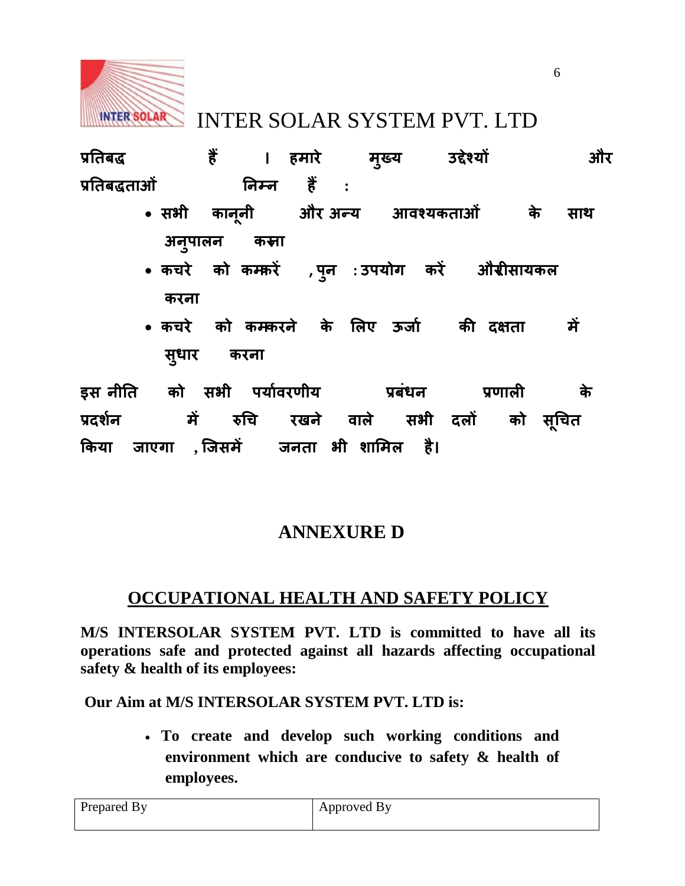INTER SOLAR SYSTEM PVT. LTD

**प्रतिबद्ध हैं । हमारे मुख्य उद्देश्यों और प्रतिबद्धताओं निम्न हैं :**

- **सभी कानूनी और अन्य आवश्यकताओं के साथ अनुपालन करना**
- **कचरे को कम करें , पुन : उपयोग करें और रीसायकल करना**
- **कचरे को कम करने के लिए ऊर्जा की दक्षता में सुधार करना**

**इस नीति को सभी पर्यावरणीय प्रबंधन प्रणाली के प्रदर्शन में रुचि रखने वाले सभी दलों को सूचित किया जाएगा , जिसमें जनता भी शामिल है।**

## ANNEXURE D

## OCCUPATIONAL HEALTH AND SAFETY POLICY

**M/S INTERSOLAR SYSTEM PVT. LTD is committed to have all its operations safe and protected against all hazards affecting occupational safety & health of its employees:**

**Our Aim at M/S INTERSOLAR SYSTEM PVT. LTD is:**

- **To create and develop such working conditions and environment which are conducive to safety & health of employees.**

| Prepared By | Approved By |
| --- | --- |
| | |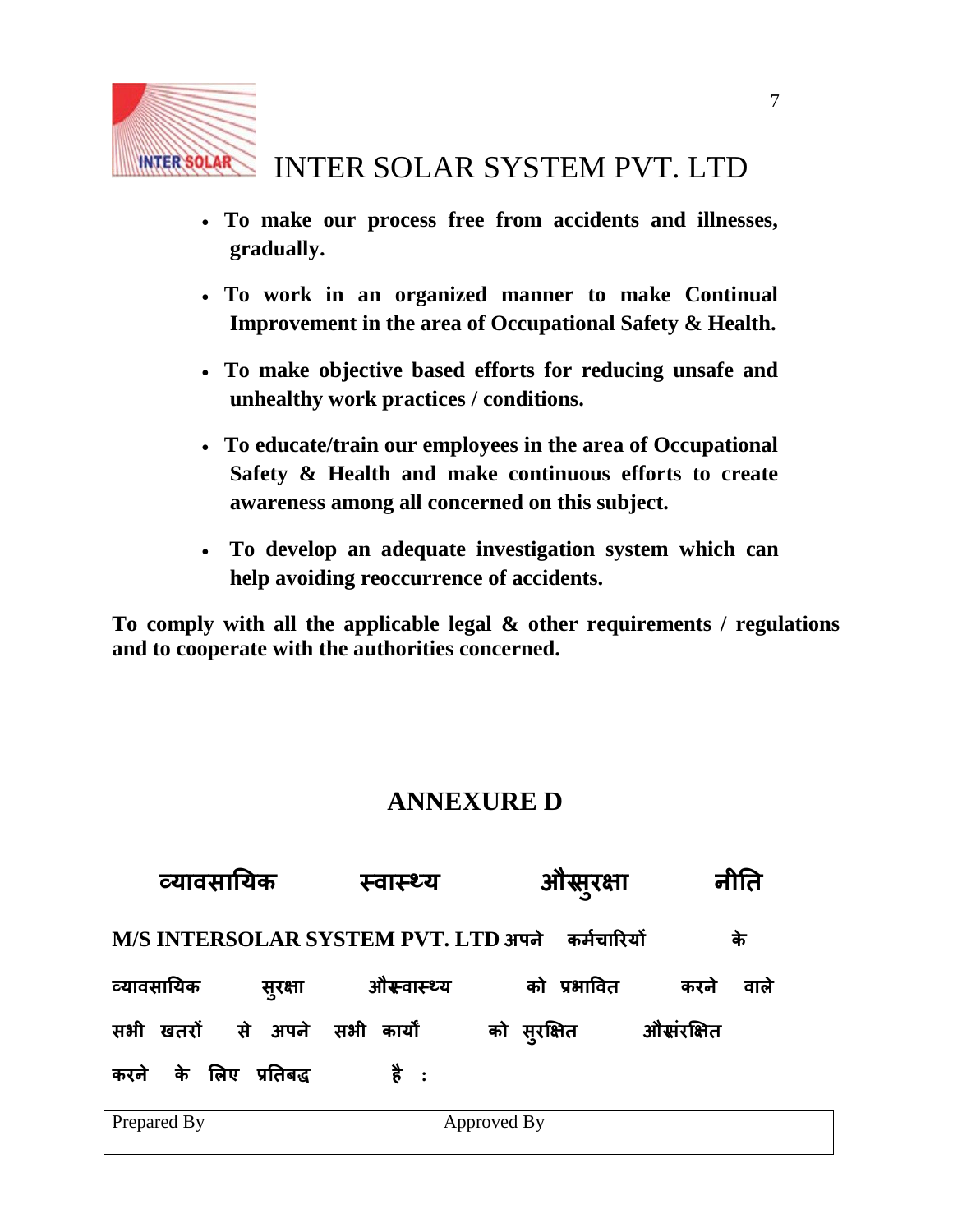- **To make our process free from accidents and illnesses, gradually.**

- **To work in an organized manner to make Continual Improvement in the area of Occupational Safety & Health.**

- **To make objective based efforts for reducing unsafe and unhealthy work practices / conditions.**

- **To educate/train our employees in the area of Occupational Safety & Health and make continuous efforts to create awareness among all concerned on this subject.**

- **To develop an adequate investigation system which can help avoiding reoccurrence of accidents.**

**To comply with all the applicable legal & other requirements / regulations and to cooperate with the authorities concerned.**

## ANNEXURE D

## व्यावसायिक स्वास्थ्य औरसुरक्षा नीति

**M/S INTERSOLAR SYSTEM PVT. LTD अपने कर्मचारियों के व्यावसायिक सुरक्षा औरस्वास्थ्य को प्रभावित करने वाले सभी खतरों से अपने सभी कार्यों को सुरक्षित औरसंरक्षित करने के लिए प्रतिबद्ध है :**

| Prepared By | Approved By |
|---|---|
| | |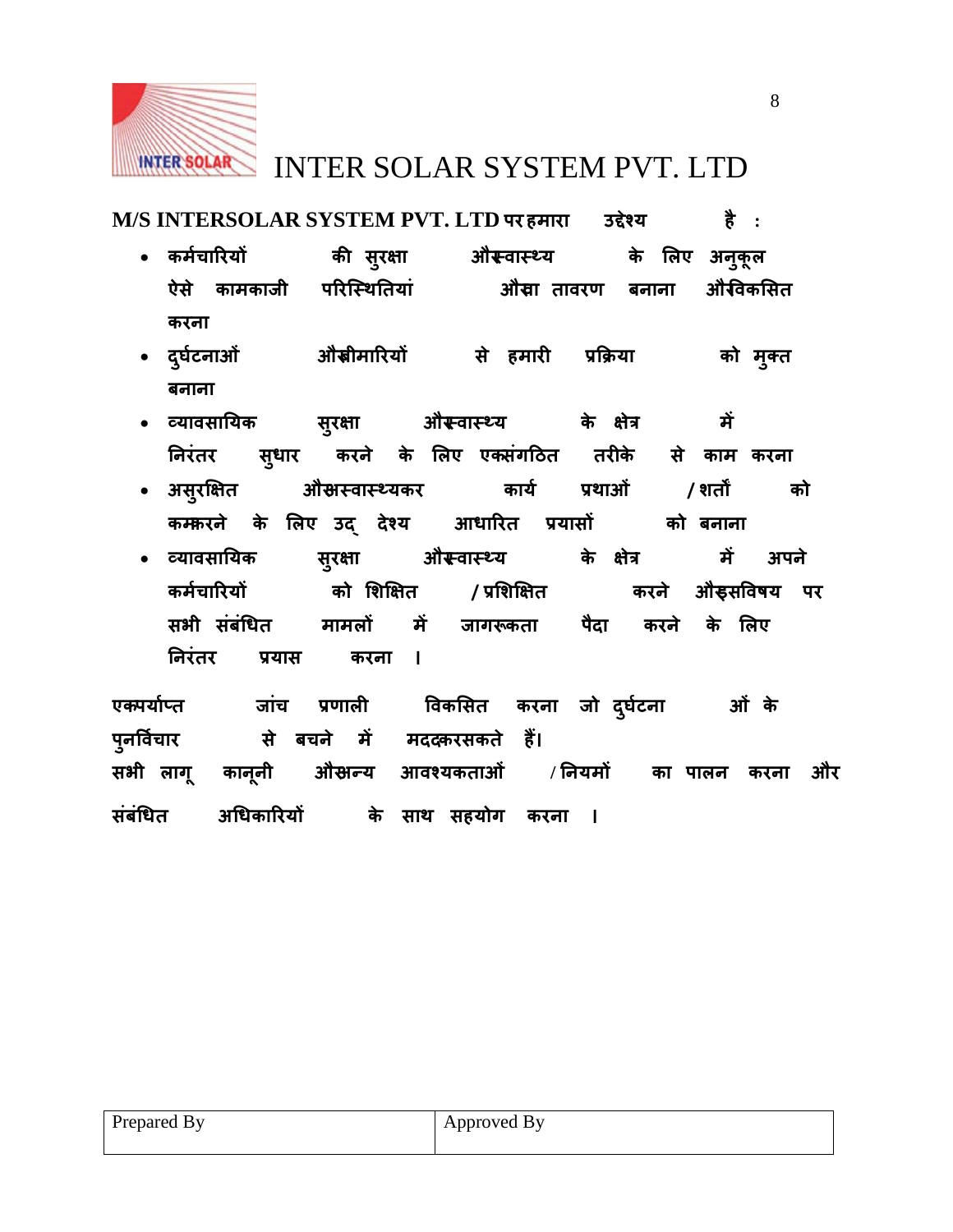# INTER SOLAR SYSTEM PVT. LTD

**M/S INTERSOLAR SYSTEM PVT. LTD पर हमारा उद्देश्य है :**

- **कर्मचारियों की सुरक्षा औरस्वास्थ्य के लिए अनुकूल ऐसे कामकाजी परिस्थितियां औरवा तावरण बनाना औरविकसित करना**
- **दुर्घटनाओं औरबीमारियों से हमारी प्रक्रिया को मुक्त बनाना**
- **व्यावसायिक सुरक्षा औरस्वास्थ्य के क्षेत्र में निरंतर सुधार करने के लिए एकसंगठित तरीके से काम करना**
- **असुरक्षित औरअस्वास्थ्यकर कार्य प्रथाओं / शर्तों को कमकरने के लिए उद् देश्य आधारित प्रयासों को बनाना**
- **व्यावसायिक सुरक्षा औरस्वास्थ्य के क्षेत्र में अपने कर्मचारियों को शिक्षित / प्रशिक्षित करने औरइसविषय पर सभी संबंधित मामलों में जागरूकता पैदा करने के लिए निरंतर प्रयास करना ।**

**एकपर्याप्त जांच प्रणाली विकसित करना जो दुर्घटना ओं के पुनर्विचार से बचने में मदद्करसकते हैं।**

**सभी लागू कानूनी औरअन्य आवश्यकताओं / नियमों का पालन करना और संबंधित अधिकारियों के साथ सहयोग करना ।**

| Prepared By | Approved By |
|---|---|
| | |